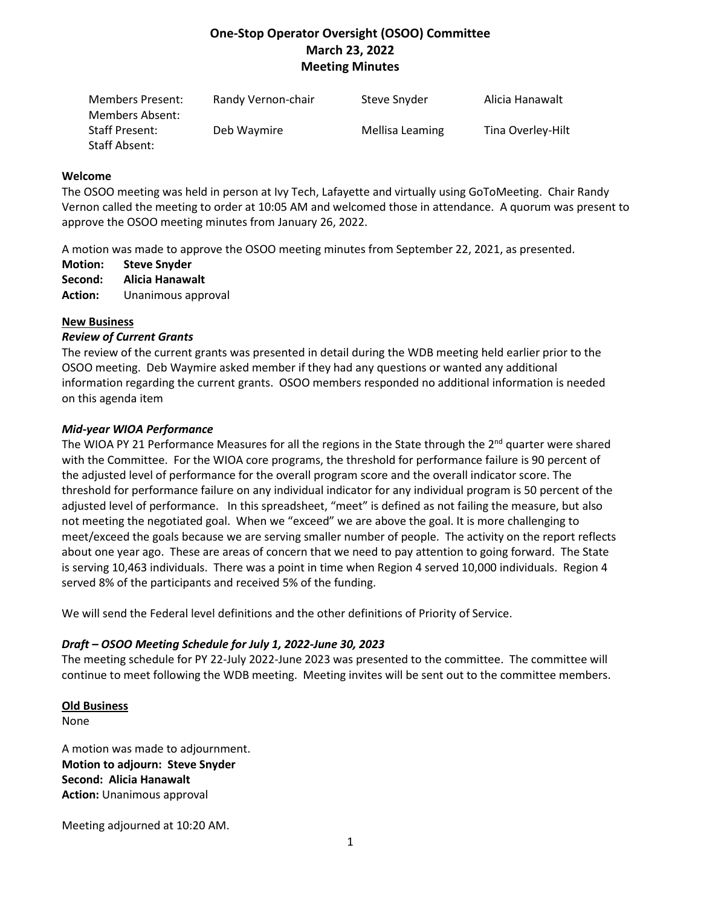**One-Stop Operator Oversight (OSOO) Committee**
**March 23, 2022**
**Meeting Minutes**

| | | | |
|---|---|---|---|
| Members Present: | Randy Vernon-chair | Steve Snyder | Alicia Hanawalt |
| Members Absent: | | | |
| Staff Present: | Deb Waymire | Mellisa Leaming | Tina Overley-Hilt |
| Staff Absent: | | | |

**Welcome**

The OSOO meeting was held in person at Ivy Tech, Lafayette and virtually using GoToMeeting. Chair Randy Vernon called the meeting to order at 10:05 AM and welcomed those in attendance. A quorum was present to approve the OSOO meeting minutes from January 26, 2022.

A motion was made to approve the OSOO meeting minutes from September 22, 2021, as presented.

**Motion:** **Steve Snyder**
**Second:** **Alicia Hanawalt**
**Action:** Unanimous approval

**New Business**

***Review of Current Grants***

The review of the current grants was presented in detail during the WDB meeting held earlier prior to the OSOO meeting. Deb Waymire asked member if they had any questions or wanted any additional information regarding the current grants. OSOO members responded no additional information is needed on this agenda item

***Mid-year WIOA Performance***

The WIOA PY 21 Performance Measures for all the regions in the State through the 2nd quarter were shared with the Committee. For the WIOA core programs, the threshold for performance failure is 90 percent of the adjusted level of performance for the overall program score and the overall indicator score. The threshold for performance failure on any individual indicator for any individual program is 50 percent of the adjusted level of performance. In this spreadsheet, "meet" is defined as not failing the measure, but also not meeting the negotiated goal. When we "exceed" we are above the goal. It is more challenging to meet/exceed the goals because we are serving smaller number of people. The activity on the report reflects about one year ago. These are areas of concern that we need to pay attention to going forward. The State is serving 10,463 individuals. There was a point in time when Region 4 served 10,000 individuals. Region 4 served 8% of the participants and received 5% of the funding.

We will send the Federal level definitions and the other definitions of Priority of Service.

***Draft – OSOO Meeting Schedule for July 1, 2022-June 30, 2023***

The meeting schedule for PY 22-July 2022-June 2023 was presented to the committee. The committee will continue to meet following the WDB meeting. Meeting invites will be sent out to the committee members.

**Old Business**

None

A motion was made to adjournment.
**Motion to adjourn: Steve Snyder**
**Second: Alicia Hanawalt**
**Action:** Unanimous approval

Meeting adjourned at 10:20 AM.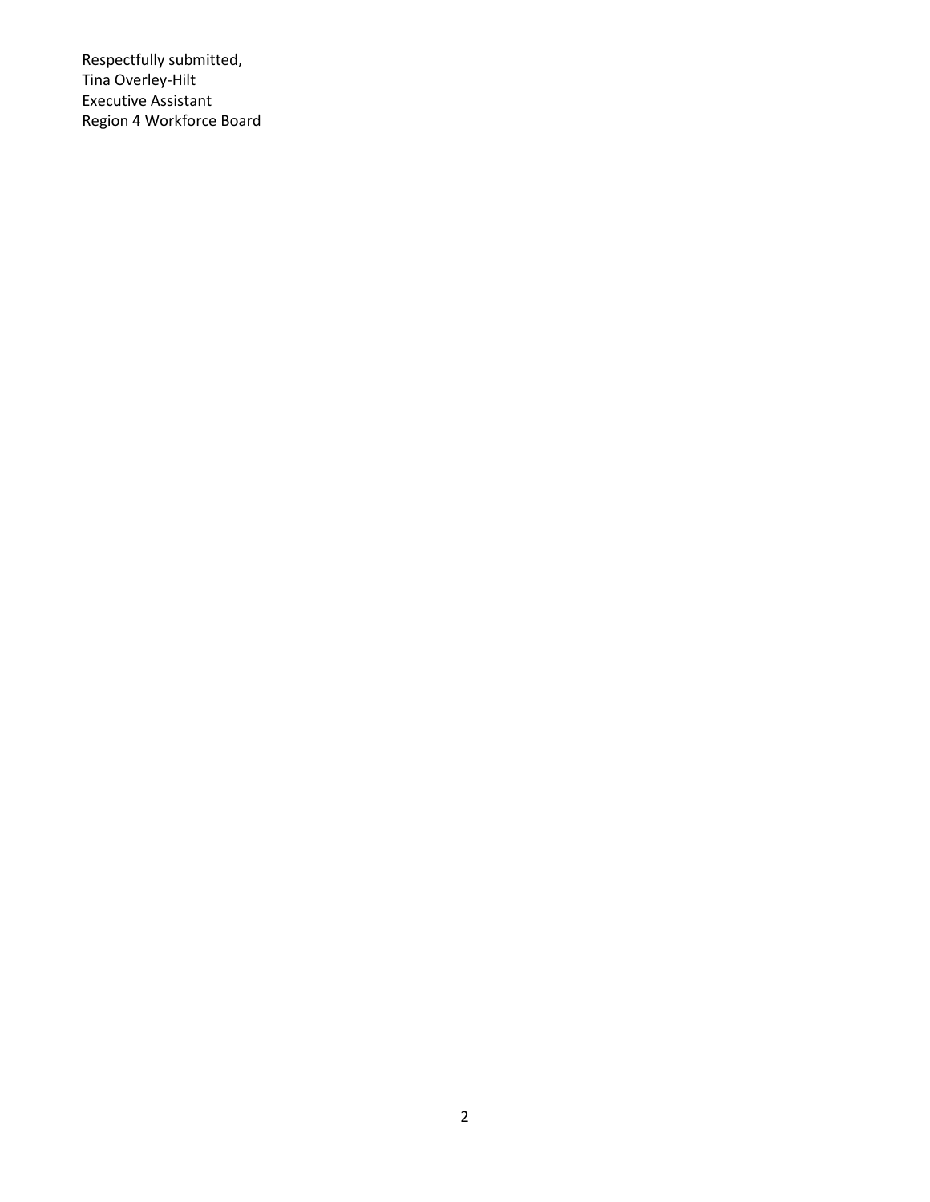Respectfully submitted,
Tina Overley-Hilt
Executive Assistant
Region 4 Workforce Board